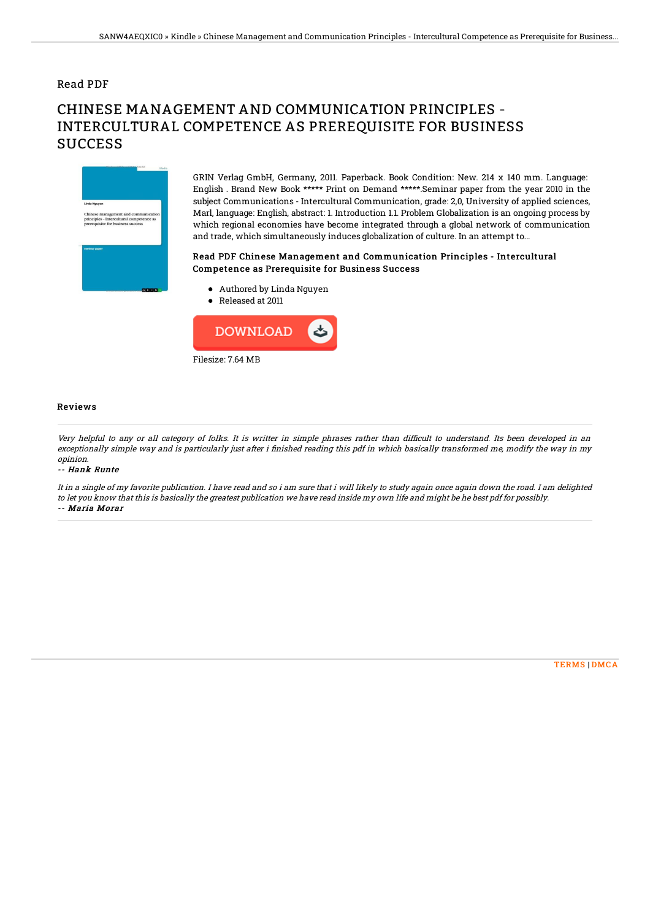Read PDF

# CHINESE MANAGEMENT AND COMMUNICATION PRINCIPLES - INTERCULTURAL COMPETENCE AS PREREQUISITE FOR BUSINESS SUCCESS

GRIN Verlag GmbH, Germany, 2011. Paperback. Book Condition: New. 214 x 140 mm. Language: English . Brand New Book ***** Print on Demand *****.Seminar paper from the year 2010 in the subject Communications - Intercultural Communication, grade: 2,0, University of applied sciences, Marl, language: English, abstract: 1. Introduction 1.1. Problem Globalization is an ongoing process by which regional economies have become integrated through a global network of communication and trade, which simultaneously induces globalization of culture. In an attempt to...

### Read PDF Chinese Management and Communication Principles - Intercultural Competence as Prerequisite for Business Success

- Authored by Linda Nguyen
- Released at 2011

DOWNLOAD

Filesize: 7.64 MB

## Reviews

*Very helpful to any or all category of folks. It is writter in simple phrases rather than difficult to understand. Its been developed in an exceptionally simple way and is particularly just after i finished reading this pdf in which basically transformed me, modify the way in my opinion.*

*-- Hank Runte*

*It in a single of my favorite publication. I have read and so i am sure that i will likely to study again once again down the road. I am delighted to let you know that this is basically the greatest publication we have read inside my own life and might be he best pdf for possibly.*

*-- Maria Morar*

TERMS | DMCA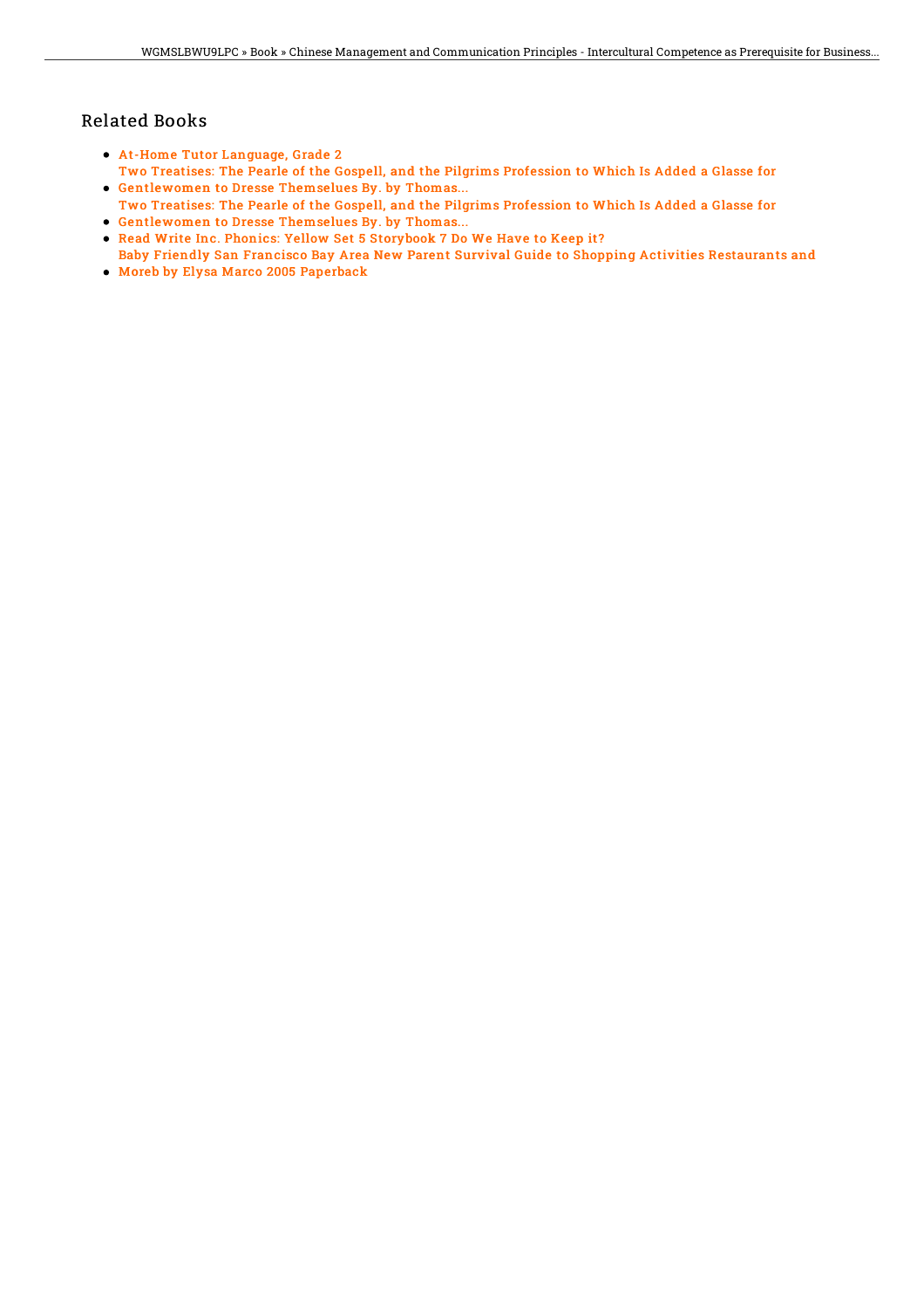## Related Books

- At-Home Tutor Language, Grade 2
- Two Treatises: The Pearle of the Gospell, and the Pilgrims Profession to Which Is Added a Glasse for Gentlewomen to Dresse Themselues By. by Thomas...
- Two Treatises: The Pearle of the Gospell, and the Pilgrims Profession to Which Is Added a Glasse for Gentlewomen to Dresse Themselues By. by Thomas...
- Read Write Inc. Phonics: Yellow Set 5 Storybook 7 Do We Have to Keep it?
- Baby Friendly San Francisco Bay Area New Parent Survival Guide to Shopping Activities Restaurants and Moreb by Elysa Marco 2005 Paperback